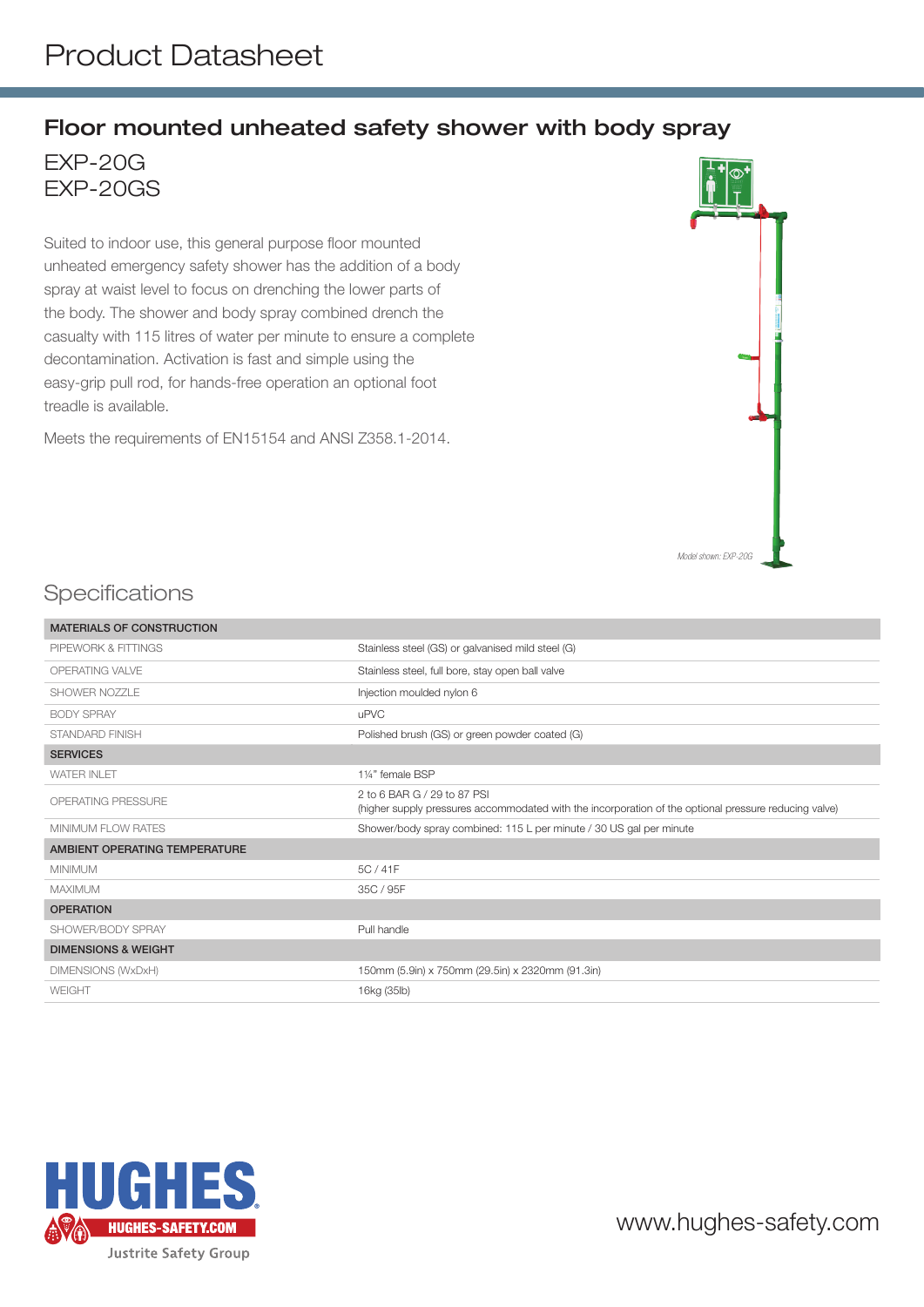# Product Datasheet

## Floor mounted unheated safety shower with body spray

EXP-20G
EXP-20GS

Suited to indoor use, this general purpose floor mounted unheated emergency safety shower has the addition of a body spray at waist level to focus on drenching the lower parts of the body. The shower and body spray combined drench the casualty with 115 litres of water per minute to ensure a complete decontamination. Activation is fast and simple using the easy-grip pull rod, for hands-free operation an optional foot treadle is available.

Meets the requirements of EN15154 and ANSI Z358.1-2014.

*Model shown: EXP-20G*

## Specifications

| MATERIALS OF CONSTRUCTION | |
|---|---|
| PIPEWORK & FITTINGS | Stainless steel (GS) or galvanised mild steel (G) |
| OPERATING VALVE | Stainless steel, full bore, stay open ball valve |
| SHOWER NOZZLE | Injection moulded nylon 6 |
| BODY SPRAY | uPVC |
| STANDARD FINISH | Polished brush (GS) or green powder coated (G) |
| **SERVICES** | |
| WATER INLET | 1¼" female BSP |
| OPERATING PRESSURE | 2 to 6 BAR G / 29 to 87 PSI (higher supply pressures accommodated with the incorporation of the optional pressure reducing valve) |
| MINIMUM FLOW RATES | Shower/body spray combined: 115 L per minute / 30 US gal per minute |
| **AMBIENT OPERATING TEMPERATURE** | |
| MINIMUM | 5C / 41F |
| MAXIMUM | 35C / 95F |
| **OPERATION** | |
| SHOWER/BODY SPRAY | Pull handle |
| **DIMENSIONS & WEIGHT** | |
| DIMENSIONS (WxDxH) | 150mm (5.9in) x 750mm (29.5in) x 2320mm (91.3in) |
| WEIGHT | 16kg (35lb) |

HUGHES
HUGHES-SAFETY.COM
Justrite Safety Group

www.hughes-safety.com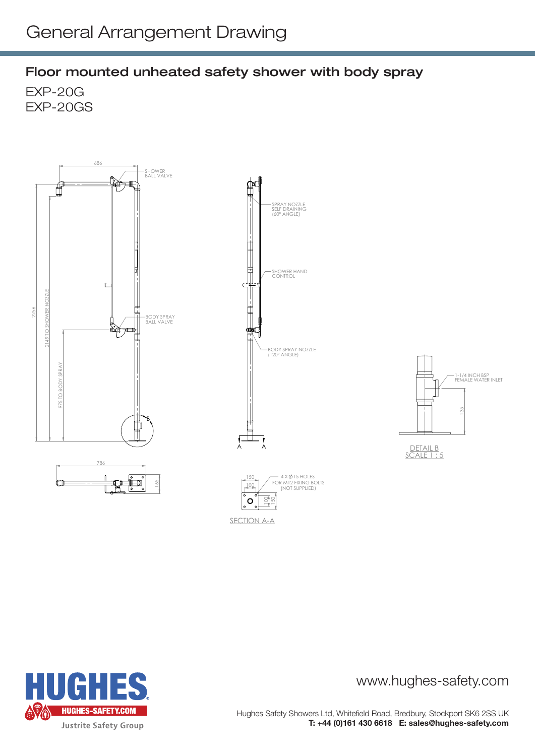# General Arrangement Drawing

## Floor mounted unheated safety shower with body spray

EXP-20G
EXP-20GS

686

SHOWER BALL VALVE

2256

2149 TO SHOWER NOZZLE

BODY SPRAY BALL VALVE

975 TO BODY SPRAY

B

SPRAY NOZZLE SELF DRAINING (60° ANGLE)

SHOWER HAND CONTROL

BODY SPRAY NOZZLE (120° ANGLE)

A A

1-1/4 INCH BSP FEMALE WATER INLET

135

DETAIL B
SCALE 1 : 5

786

165

150

100

4 X Ø 15 HOLES FOR M12 FIXING BOLTS (NOT SUPPLIED)

100

150

SECTION A-A

www.hughes-safety.com

Hughes Safety Showers Ltd, Whitefield Road, Bredbury, Stockport SK6 2SS UK
**T: +44 (0)161 430 6618 E: sales@hughes-safety.com**